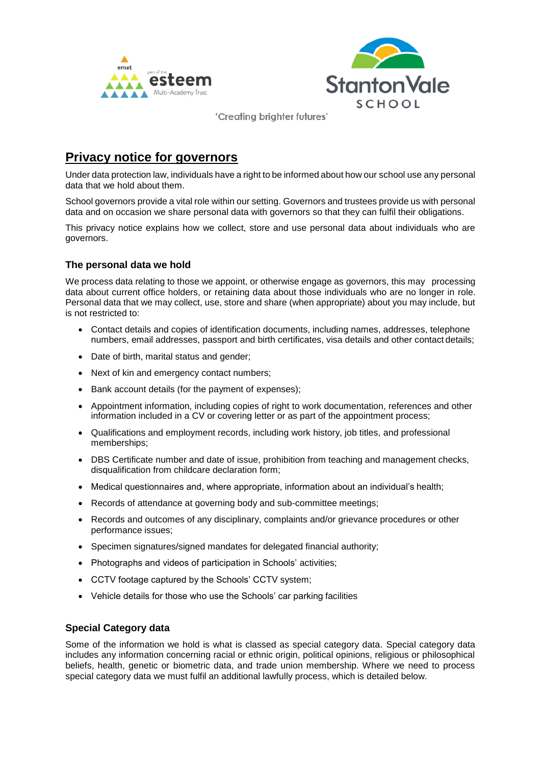'Creating brighter futures'

# Privacy notice for governors

Under data protection law, individuals have a right to be informed about how our school use any personal data that we hold about them.

School governors provide a vital role within our setting. Governors and trustees provide us with personal data and on occasion we share personal data with governors so that they can fulfil their obligations.

This privacy notice explains how we collect, store and use personal data about individuals who are governors.

## The personal data we hold

We process data relating to those we appoint, or otherwise engage as governors, this may processing data about current office holders, or retaining data about those individuals who are no longer in role. Personal data that we may collect, use, store and share (when appropriate) about you may include, but is not restricted to:

- Contact details and copies of identification documents, including names, addresses, telephone numbers, email addresses, passport and birth certificates, visa details and other contact details;
- Date of birth, marital status and gender;
- Next of kin and emergency contact numbers;
- Bank account details (for the payment of expenses);
- Appointment information, including copies of right to work documentation, references and other information included in a CV or covering letter or as part of the appointment process;
- Qualifications and employment records, including work history, job titles, and professional memberships;
- DBS Certificate number and date of issue, prohibition from teaching and management checks, disqualification from childcare declaration form;
- Medical questionnaires and, where appropriate, information about an individual's health;
- Records of attendance at governing body and sub-committee meetings;
- Records and outcomes of any disciplinary, complaints and/or grievance procedures or other performance issues;
- Specimen signatures/signed mandates for delegated financial authority;
- Photographs and videos of participation in Schools' activities;
- CCTV footage captured by the Schools' CCTV system;
- Vehicle details for those who use the Schools' car parking facilities

## Special Category data

Some of the information we hold is what is classed as special category data. Special category data includes any information concerning racial or ethnic origin, political opinions, religious or philosophical beliefs, health, genetic or biometric data, and trade union membership. Where we need to process special category data we must fulfil an additional lawfully process, which is detailed below.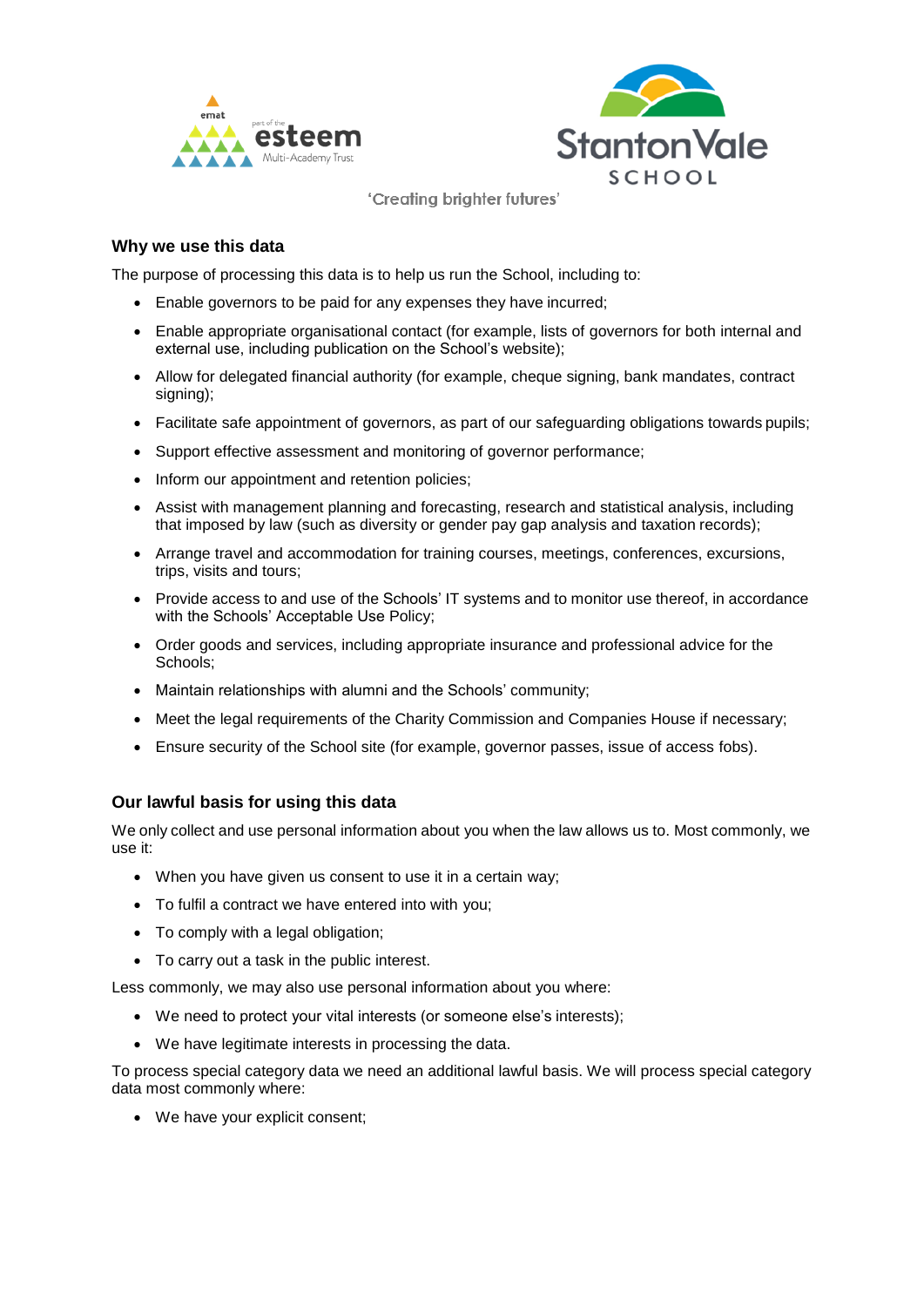## Why we use this data

The purpose of processing this data is to help us run the School, including to:

- Enable governors to be paid for any expenses they have incurred;
- Enable appropriate organisational contact (for example, lists of governors for both internal and external use, including publication on the School's website);
- Allow for delegated financial authority (for example, cheque signing, bank mandates, contract signing);
- Facilitate safe appointment of governors, as part of our safeguarding obligations towards pupils;
- Support effective assessment and monitoring of governor performance;
- Inform our appointment and retention policies;
- Assist with management planning and forecasting, research and statistical analysis, including that imposed by law (such as diversity or gender pay gap analysis and taxation records);
- Arrange travel and accommodation for training courses, meetings, conferences, excursions, trips, visits and tours;
- Provide access to and use of the Schools' IT systems and to monitor use thereof, in accordance with the Schools' Acceptable Use Policy;
- Order goods and services, including appropriate insurance and professional advice for the Schools;
- Maintain relationships with alumni and the Schools' community;
- Meet the legal requirements of the Charity Commission and Companies House if necessary;
- Ensure security of the School site (for example, governor passes, issue of access fobs).

## Our lawful basis for using this data

We only collect and use personal information about you when the law allows us to. Most commonly, we use it:

- When you have given us consent to use it in a certain way;
- To fulfil a contract we have entered into with you;
- To comply with a legal obligation;
- To carry out a task in the public interest.

Less commonly, we may also use personal information about you where:

- We need to protect your vital interests (or someone else's interests);
- We have legitimate interests in processing the data.

To process special category data we need an additional lawful basis. We will process special category data most commonly where:

- We have your explicit consent;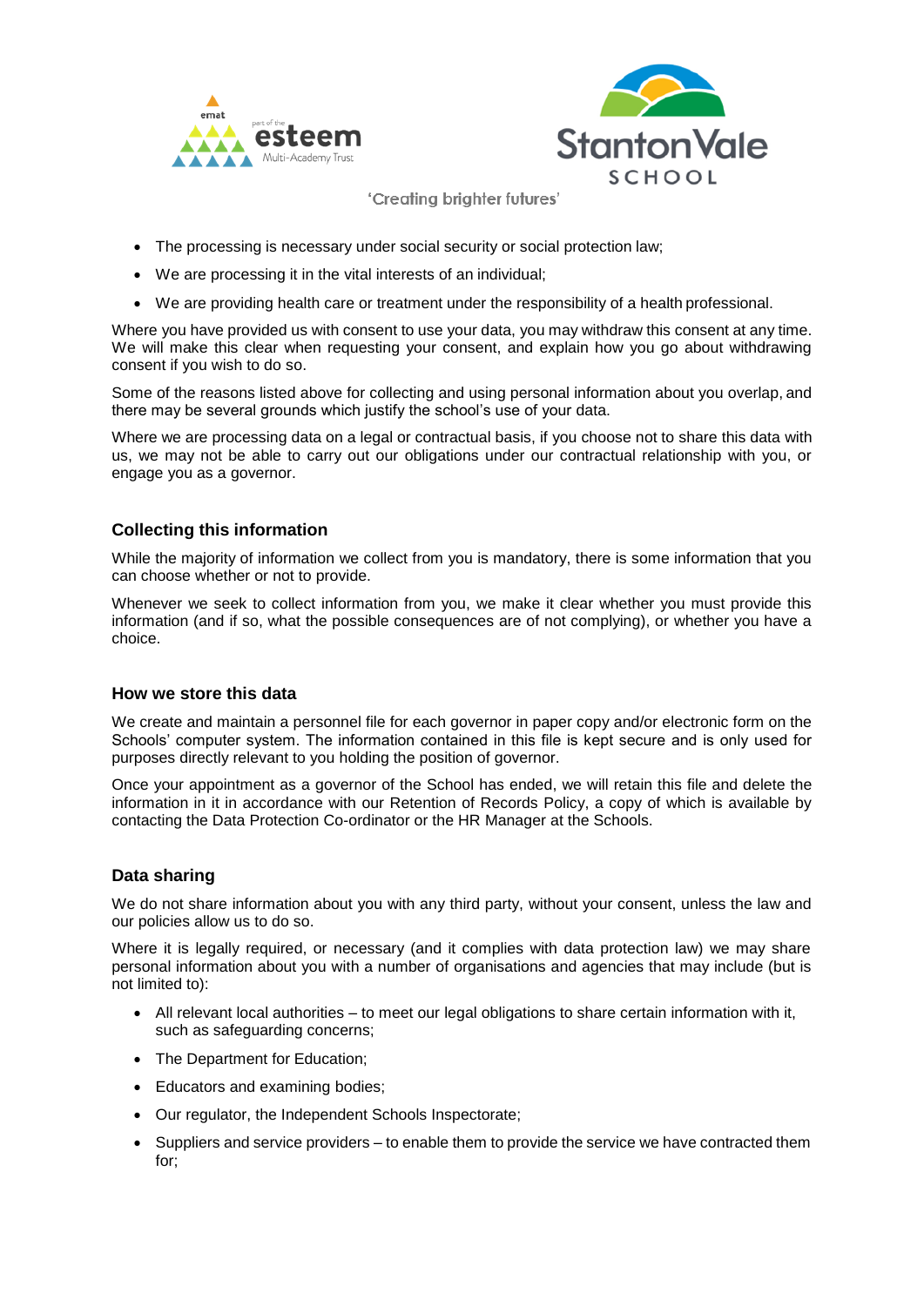- The processing is necessary under social security or social protection law;
- We are processing it in the vital interests of an individual;
- We are providing health care or treatment under the responsibility of a health professional.

Where you have provided us with consent to use your data, you may withdraw this consent at any time. We will make this clear when requesting your consent, and explain how you go about withdrawing consent if you wish to do so.

Some of the reasons listed above for collecting and using personal information about you overlap, and there may be several grounds which justify the school's use of your data.

Where we are processing data on a legal or contractual basis, if you choose not to share this data with us, we may not be able to carry out our obligations under our contractual relationship with you, or engage you as a governor.

### Collecting this information

While the majority of information we collect from you is mandatory, there is some information that you can choose whether or not to provide.

Whenever we seek to collect information from you, we make it clear whether you must provide this information (and if so, what the possible consequences are of not complying), or whether you have a choice.

### How we store this data

We create and maintain a personnel file for each governor in paper copy and/or electronic form on the Schools' computer system. The information contained in this file is kept secure and is only used for purposes directly relevant to you holding the position of governor.

Once your appointment as a governor of the School has ended, we will retain this file and delete the information in it in accordance with our Retention of Records Policy, a copy of which is available by contacting the Data Protection Co-ordinator or the HR Manager at the Schools.

### Data sharing

We do not share information about you with any third party, without your consent, unless the law and our policies allow us to do so.

Where it is legally required, or necessary (and it complies with data protection law) we may share personal information about you with a number of organisations and agencies that may include (but is not limited to):

- All relevant local authorities – to meet our legal obligations to share certain information with it, such as safeguarding concerns;
- The Department for Education;
- Educators and examining bodies;
- Our regulator, the Independent Schools Inspectorate;
- Suppliers and service providers – to enable them to provide the service we have contracted them for;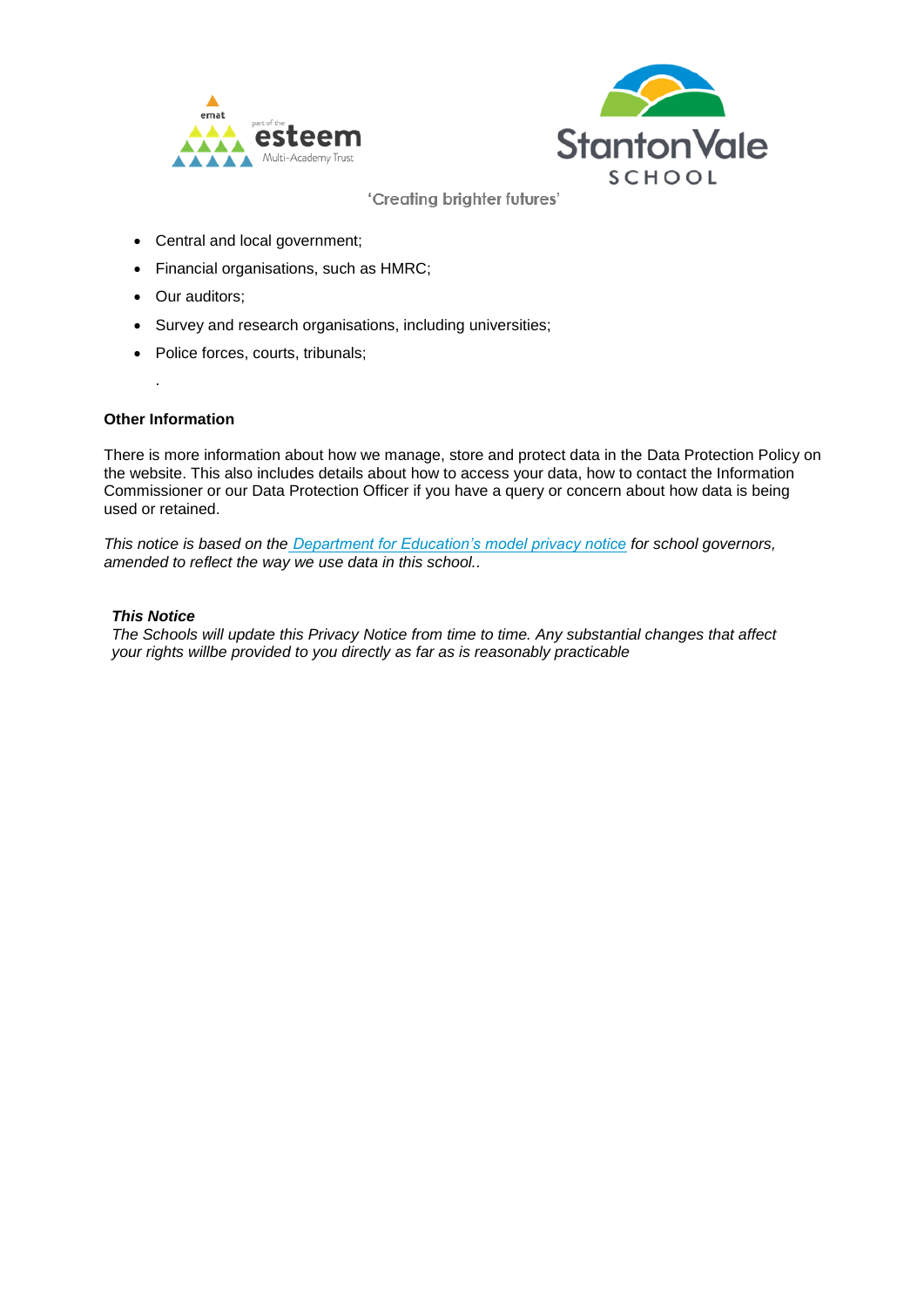- Central and local government;
- Financial organisations, such as HMRC;
- Our auditors;
- Survey and research organisations, including universities;
- Police forces, courts, tribunals;

.

**Other Information**

There is more information about how we manage, store and protect data in the Data Protection Policy on the website. This also includes details about how to access your data, how to contact the Information Commissioner or our Data Protection Officer if you have a query or concern about how data is being used or retained.

*This notice is based on the Department for Education's model privacy notice for school governors, amended to reflect the way we use data in this school..*

***This Notice***

*The Schools will update this Privacy Notice from time to time. Any substantial changes that affect your rights willbe provided to you directly as far as is reasonably practicable*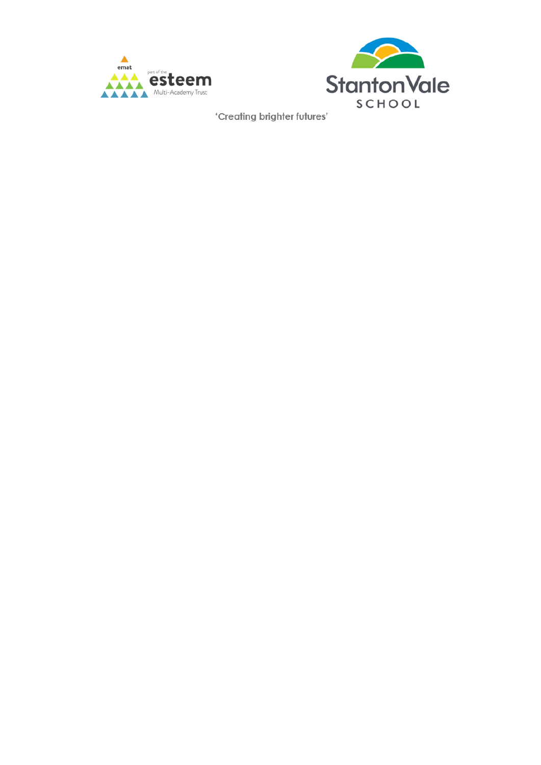‘Creating brighter futures’